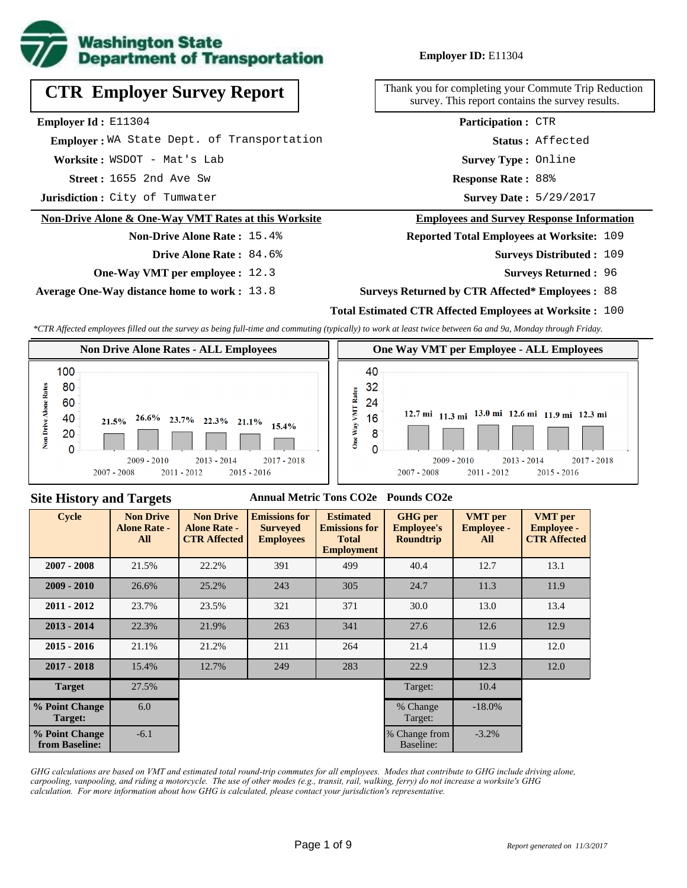Washington State Department of Transportation

**Employer ID:** E11304

# CTR Employer Survey Report

Thank you for completing your Commute Trip Reduction survey. This report contains the survey results.

**Employer Id :** E11304

**Employer :** WA State Dept. of Transportation

**Worksite :** WSDOT - Mat's Lab

**Street :** 1655 2nd Ave Sw

**Jurisdiction :** City of Tumwater

**Participation :** CTR

**Status :** Affected

**Survey Type :** Online

**Response Rate :** 88%

**Survey Date :** 5/29/2017

## Non-Drive Alone & One-Way VMT Rates at this Worksite

**Non-Drive Alone Rate :** 15.4%

**Drive Alone Rate :** 84.6%

**One-Way VMT per employee :** 12.3

**Average One-Way distance home to work :** 13.8

## Employees and Survey Response Information

**Reported Total Employees at Worksite:** 109

**Surveys Distributed :** 109

**Surveys Returned :** 96

**Surveys Returned by CTR Affected* Employees :** 88

**Total Estimated CTR Affected Employees at Worksite :** 100

*\*CTR Affected employees filled out the survey as being full-time and commuting (typically) to work at least twice between 6a and 9a, Monday through Friday.*

### Non Drive Alone Rates - ALL Employees

| 2007 - 2008 | 2009 - 2010 | 2011 - 2012 | 2013 - 2014 | 2015 - 2016 | 2017 - 2018 |
|---|---|---|---|---|---|
| 21.5% | 26.6% | 23.7% | 22.3% | 21.1% | 15.4% |

### One Way VMT per Employee - ALL Employees

| 2007 - 2008 | 2009 - 2010 | 2011 - 2012 | 2013 - 2014 | 2015 - 2016 | 2017 - 2018 |
|---|---|---|---|---|---|
| 12.7 mi | 11.3 mi | 13.0 mi | 12.6 mi | 11.9 mi | 12.3 mi |

## Site History and Targets

| Cycle | Non Drive Alone Rate - All | Non Drive Alone Rate - CTR Affected | Emissions for Surveyed Employees (Annual Metric Tons CO2e) | Estimated Emissions for Total Employment (Annual Metric Tons CO2e) | GHG per Employee's Roundtrip (Pounds CO2e) | VMT per Employee - All | VMT per Employee - CTR Affected |
|---|---|---|---|---|---|---|---|
| 2007 - 2008 | 21.5% | 22.2% | 391 | 499 | 40.4 | 12.7 | 13.1 |
| 2009 - 2010 | 26.6% | 25.2% | 243 | 305 | 24.7 | 11.3 | 11.9 |
| 2011 - 2012 | 23.7% | 23.5% | 321 | 371 | 30.0 | 13.0 | 13.4 |
| 2013 - 2014 | 22.3% | 21.9% | 263 | 341 | 27.6 | 12.6 | 12.9 |
| 2015 - 2016 | 21.1% | 21.2% | 211 | 264 | 21.4 | 11.9 | 12.0 |
| 2017 - 2018 | 15.4% | 12.7% | 249 | 283 | 22.9 | 12.3 | 12.0 |
| Target | 27.5% | | | | Target: | 10.4 | |
| % Point Change Target: | 6.0 | | | | % Change Target: | -18.0% | |
| % Point Change from Baseline: | -6.1 | | | | % Change from Baseline: | -3.2% | |

*GHG calculations are based on VMT and estimated total round-trip commutes for all employees. Modes that contribute to GHG include driving alone, carpooling, vanpooling, and riding a motorcycle. The use of other modes (e.g., transit, rail, walking, ferry) do not increase a worksite's GHG calculation. For more information about how GHG is calculated, please contact your jurisdiction's representative.*

*Report generated on 11/3/2017*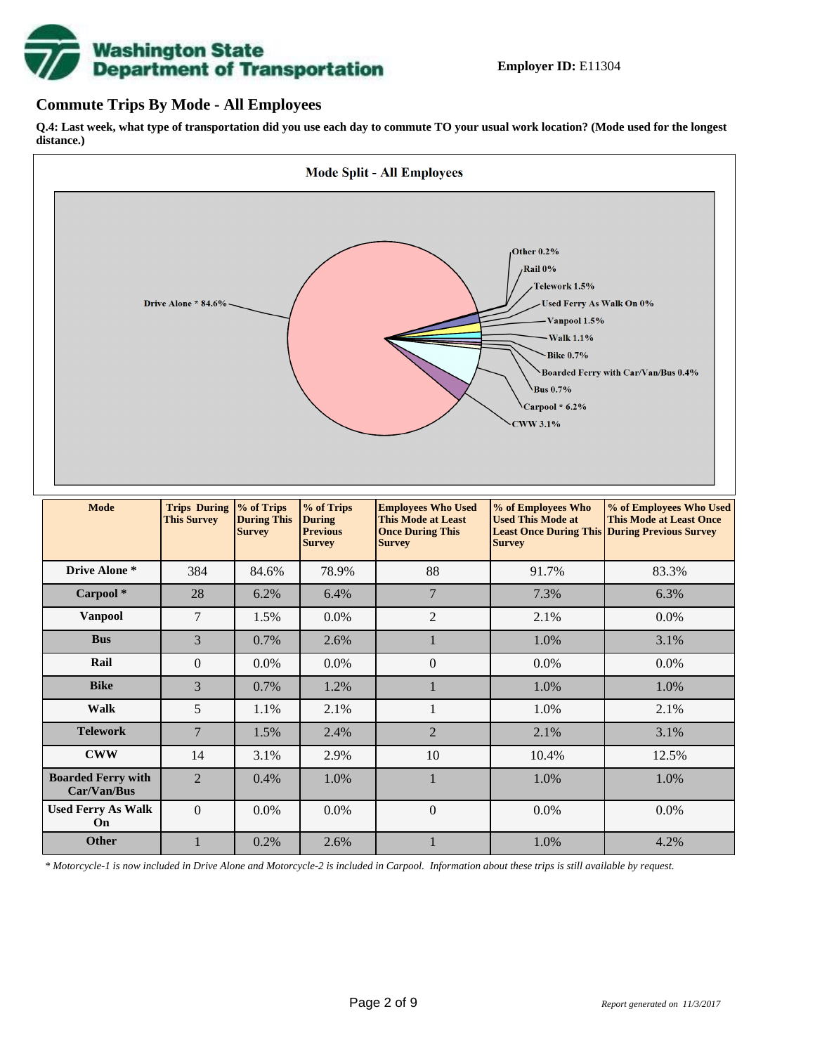**Employer ID:** E11304

## Commute Trips By Mode - All Employees

**Q.4: Last week, what type of transportation did you use each day to commute TO your usual work location? (Mode used for the longest distance.)**

**Mode Split - All Employees**

Drive Alone * 84.6%
Other 0.2%
Rail 0%
Telework 1.5%
Used Ferry As Walk On 0%
Vanpool 1.5%
Walk 1.1%
Bike 0.7%
Boarded Ferry with Car/Van/Bus 0.4%
Bus 0.7%
Carpool * 6.2%
CWW 3.1%

| Mode | Trips During This Survey | % of Trips During This Survey | % of Trips During Previous Survey | Employees Who Used This Mode at Least Once During This Survey | % of Employees Who Used This Mode at Least Once During This Survey | % of Employees Who Used This Mode at Least Once During Previous Survey |
|---|---|---|---|---|---|---|
| **Drive Alone *** | 384 | 84.6% | 78.9% | 88 | 91.7% | 83.3% |
| **Carpool *** | 28 | 6.2% | 6.4% | 7 | 7.3% | 6.3% |
| **Vanpool** | 7 | 1.5% | 0.0% | 2 | 2.1% | 0.0% |
| **Bus** | 3 | 0.7% | 2.6% | 1 | 1.0% | 3.1% |
| **Rail** | 0 | 0.0% | 0.0% | 0 | 0.0% | 0.0% |
| **Bike** | 3 | 0.7% | 1.2% | 1 | 1.0% | 1.0% |
| **Walk** | 5 | 1.1% | 2.1% | 1 | 1.0% | 2.1% |
| **Telework** | 7 | 1.5% | 2.4% | 2 | 2.1% | 3.1% |
| **CWW** | 14 | 3.1% | 2.9% | 10 | 10.4% | 12.5% |
| **Boarded Ferry with Car/Van/Bus** | 2 | 0.4% | 1.0% | 1 | 1.0% | 1.0% |
| **Used Ferry As Walk On** | 0 | 0.0% | 0.0% | 0 | 0.0% | 0.0% |
| **Other** | 1 | 0.2% | 2.6% | 1 | 1.0% | 4.2% |

*\* Motorcycle-1 is now included in Drive Alone and Motorcycle-2 is included in Carpool. Information about these trips is still available by request.*

*Report generated on 11/3/2017*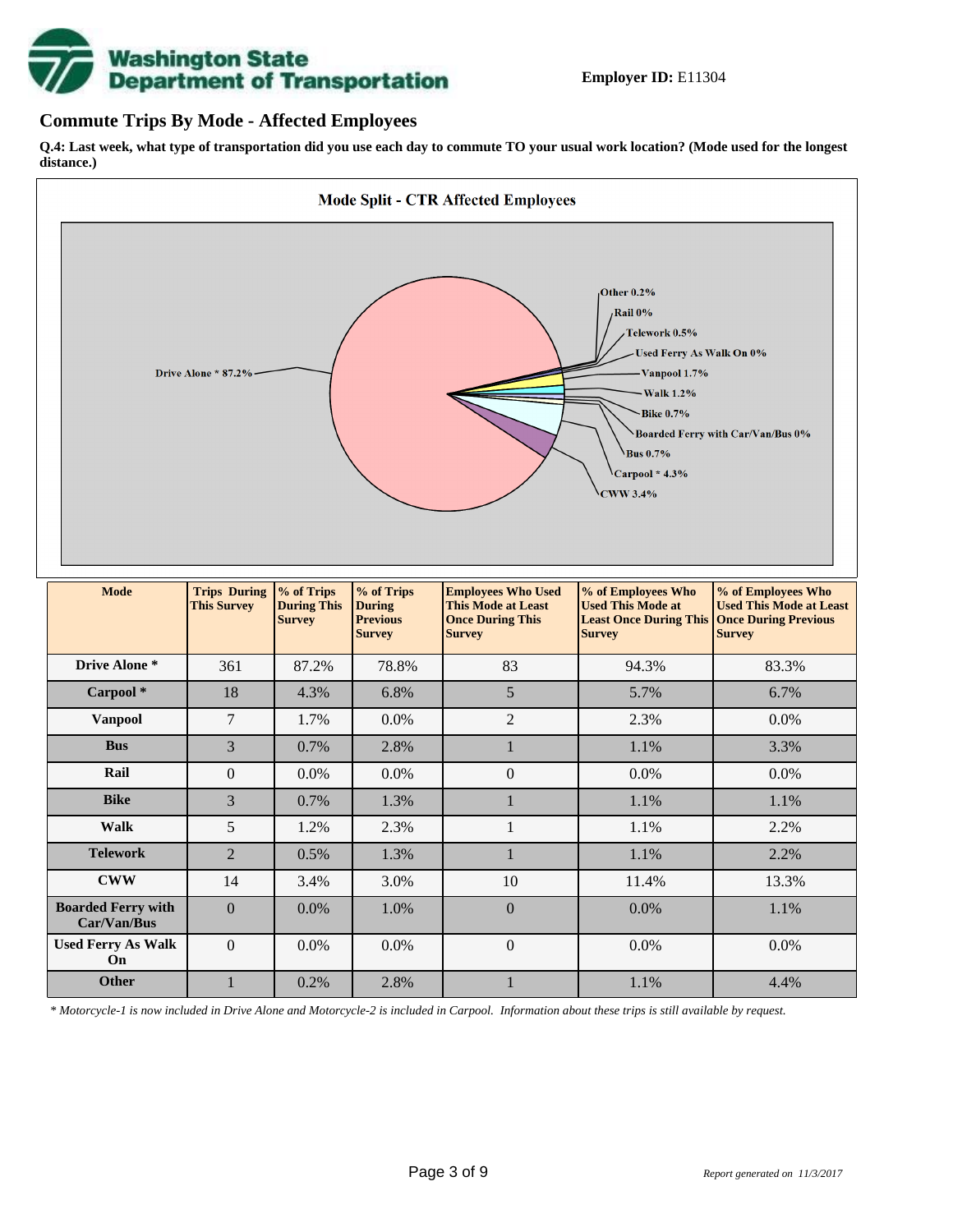**Employer ID:** E11304

## Commute Trips By Mode - Affected Employees

**Q.4: Last week, what type of transportation did you use each day to commute TO your usual work location? (Mode used for the longest distance.)**

**Mode Split - CTR Affected Employees**

Drive Alone * 87.2%
Other 0.2%
Rail 0%
Telework 0.5%
Used Ferry As Walk On 0%
Vanpool 1.7%
Walk 1.2%
Bike 0.7%
Boarded Ferry with Car/Van/Bus 0%
Bus 0.7%
Carpool * 4.3%
CWW 3.4%

| Mode | Trips During This Survey | % of Trips During This Survey | % of Trips During Previous Survey | Employees Who Used This Mode at Least Once During This Survey | % of Employees Who Used This Mode at Least Once During This Survey | % of Employees Who Used This Mode at Least Once During Previous Survey |
|---|---|---|---|---|---|---|
| **Drive Alone *** | 361 | 87.2% | 78.8% | 83 | 94.3% | 83.3% |
| **Carpool *** | 18 | 4.3% | 6.8% | 5 | 5.7% | 6.7% |
| **Vanpool** | 7 | 1.7% | 0.0% | 2 | 2.3% | 0.0% |
| **Bus** | 3 | 0.7% | 2.8% | 1 | 1.1% | 3.3% |
| **Rail** | 0 | 0.0% | 0.0% | 0 | 0.0% | 0.0% |
| **Bike** | 3 | 0.7% | 1.3% | 1 | 1.1% | 1.1% |
| **Walk** | 5 | 1.2% | 2.3% | 1 | 1.1% | 2.2% |
| **Telework** | 2 | 0.5% | 1.3% | 1 | 1.1% | 2.2% |
| **CWW** | 14 | 3.4% | 3.0% | 10 | 11.4% | 13.3% |
| **Boarded Ferry with Car/Van/Bus** | 0 | 0.0% | 1.0% | 0 | 0.0% | 1.1% |
| **Used Ferry As Walk On** | 0 | 0.0% | 0.0% | 0 | 0.0% | 0.0% |
| **Other** | 1 | 0.2% | 2.8% | 1 | 1.1% | 4.4% |

*\* Motorcycle-1 is now included in Drive Alone and Motorcycle-2 is included in Carpool. Information about these trips is still available by request.*

*Report generated on 11/3/2017*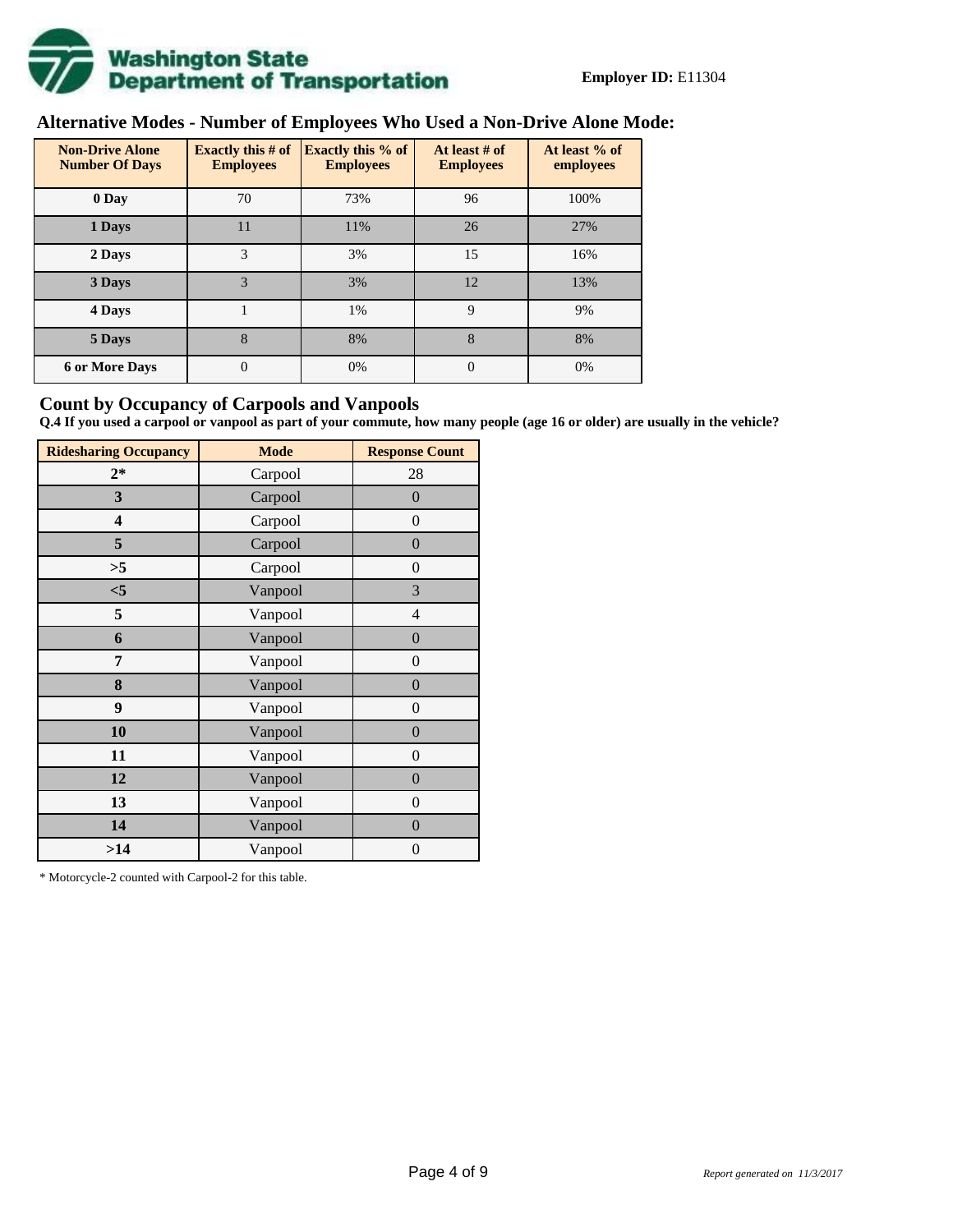**Employer ID:** E11304

## Alternative Modes - Number of Employees Who Used a Non-Drive Alone Mode:

| Non-Drive Alone Number Of Days | Exactly this # of Employees | Exactly this % of Employees | At least # of Employees | At least % of employees |
|---|---|---|---|---|
| 0 Day | 70 | 73% | 96 | 100% |
| 1 Days | 11 | 11% | 26 | 27% |
| 2 Days | 3 | 3% | 15 | 16% |
| 3 Days | 3 | 3% | 12 | 13% |
| 4 Days | 1 | 1% | 9 | 9% |
| 5 Days | 8 | 8% | 8 | 8% |
| 6 or More Days | 0 | 0% | 0 | 0% |

## Count by Occupancy of Carpools and Vanpools

**Q.4 If you used a carpool or vanpool as part of your commute, how many people (age 16 or older) are usually in the vehicle?**

| Ridesharing Occupancy | Mode | Response Count |
|---|---|---|
| 2* | Carpool | 28 |
| 3 | Carpool | 0 |
| 4 | Carpool | 0 |
| 5 | Carpool | 0 |
| >5 | Carpool | 0 |
| <5 | Vanpool | 3 |
| 5 | Vanpool | 4 |
| 6 | Vanpool | 0 |
| 7 | Vanpool | 0 |
| 8 | Vanpool | 0 |
| 9 | Vanpool | 0 |
| 10 | Vanpool | 0 |
| 11 | Vanpool | 0 |
| 12 | Vanpool | 0 |
| 13 | Vanpool | 0 |
| 14 | Vanpool | 0 |
| >14 | Vanpool | 0 |

* Motorcycle-2 counted with Carpool-2 for this table.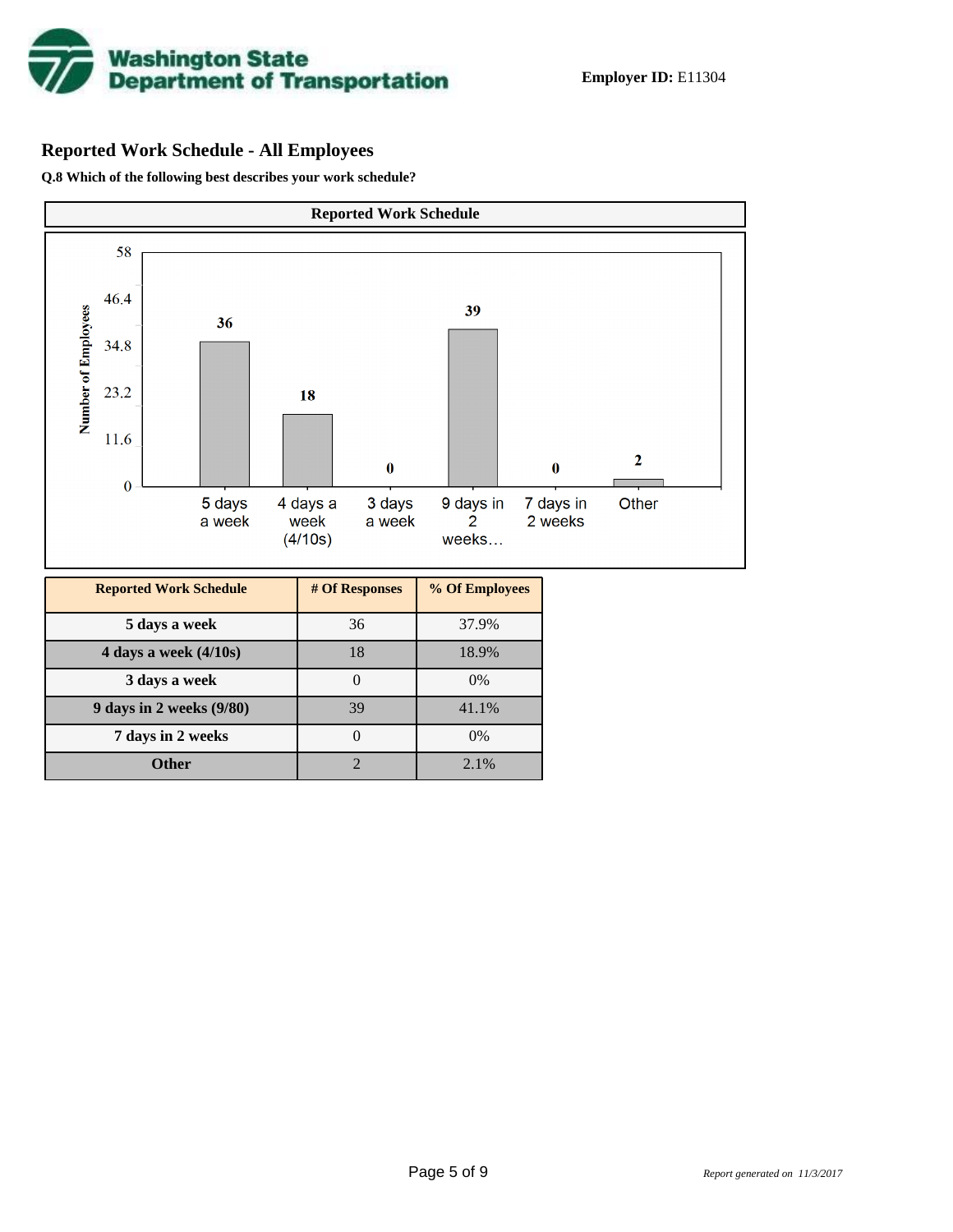**Employer ID:** E11304

## Reported Work Schedule - All Employees

**Q.8 Which of the following best describes your work schedule?**

**Reported Work Schedule**

| Reported Work Schedule | # Of Responses | % Of Employees |
|---|---|---|
| 5 days a week | 36 | 37.9% |
| 4 days a week (4/10s) | 18 | 18.9% |
| 3 days a week | 0 | 0% |
| 9 days in 2 weeks (9/80) | 39 | 41.1% |
| 7 days in 2 weeks | 0 | 0% |
| Other | 2 | 2.1% |

*Report generated on 11/3/2017*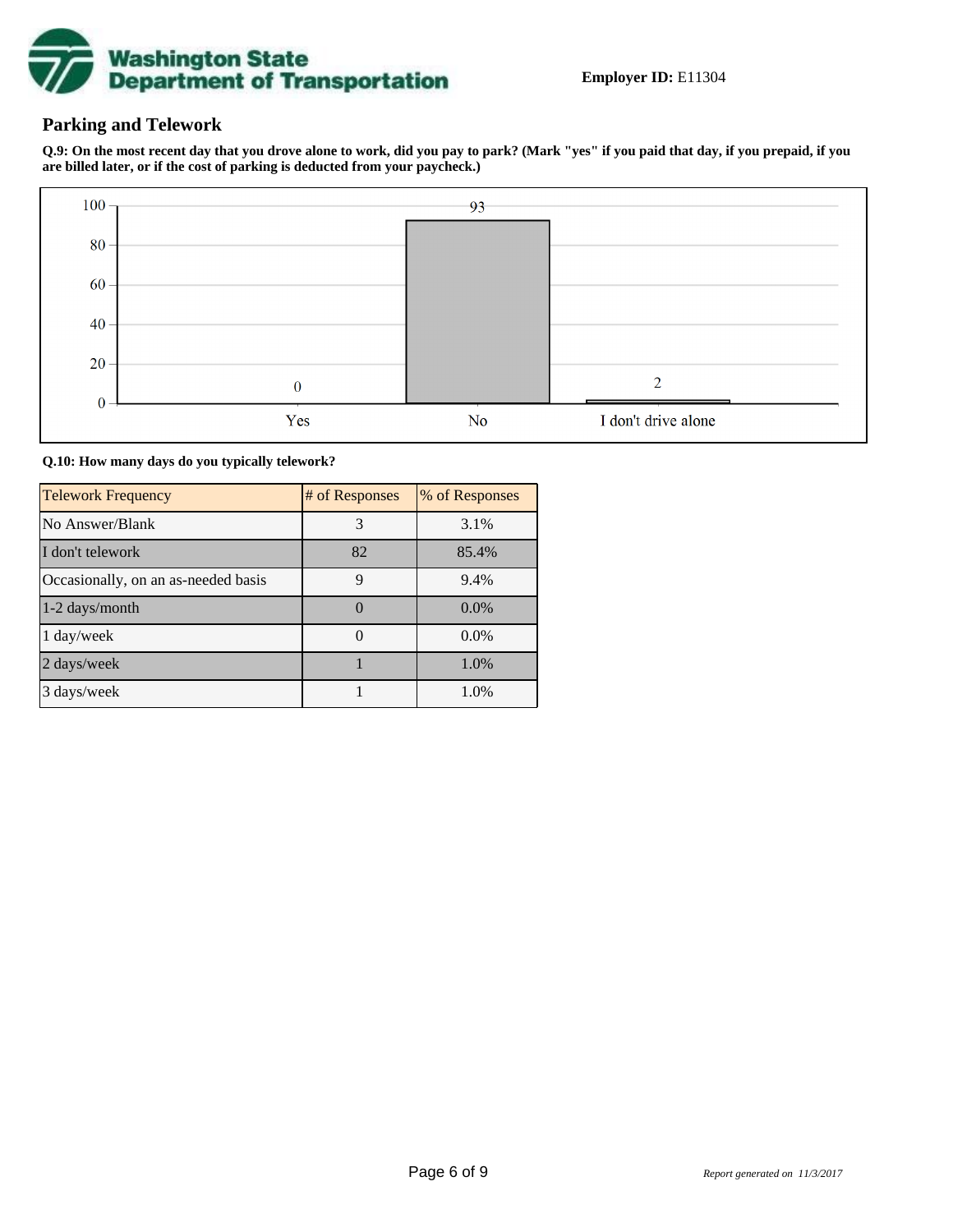**Employer ID:** E11304

## Parking and Telework

**Q.9: On the most recent day that you drove alone to work, did you pay to park? (Mark "yes" if you paid that day, if you prepaid, if you are billed later, or if the cost of parking is deducted from your paycheck.)**

| Response | Count |
| --- | --- |
| Yes | 0 |
| No | 93 |
| I don't drive alone | 2 |

**Q.10: How many days do you typically telework?**

| Telework Frequency | # of Responses | % of Responses |
| --- | --- | --- |
| No Answer/Blank | 3 | 3.1% |
| I don't telework | 82 | 85.4% |
| Occasionally, on an as-needed basis | 9 | 9.4% |
| 1-2 days/month | 0 | 0.0% |
| 1 day/week | 0 | 0.0% |
| 2 days/week | 1 | 1.0% |
| 3 days/week | 1 | 1.0% |

*Report generated on 11/3/2017*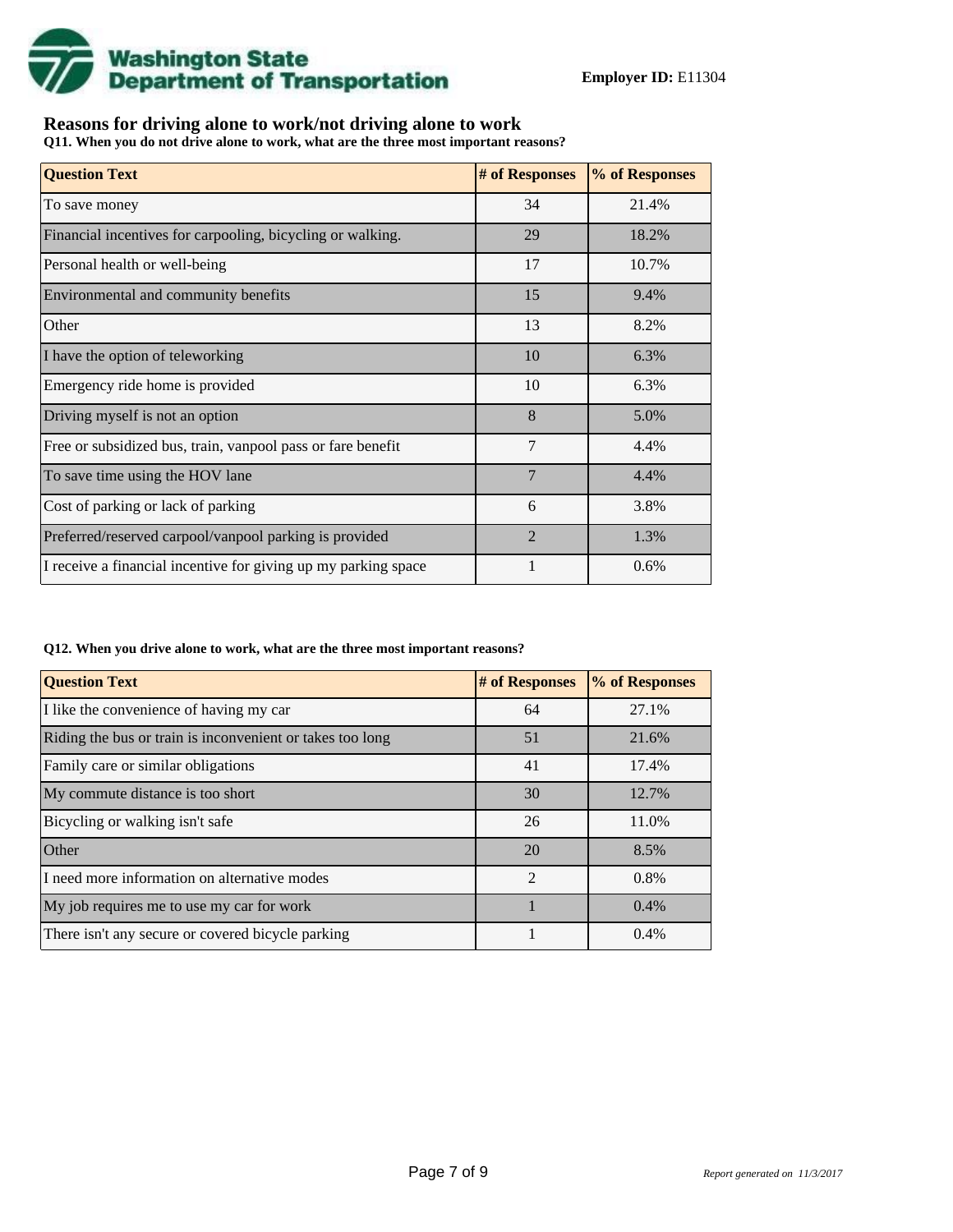Washington State Department of Transportation

**Employer ID:** E11304

## Reasons for driving alone to work/not driving alone to work

**Q11. When you do not drive alone to work, what are the three most important reasons?**

| Question Text | # of Responses | % of Responses |
|---|---|---|
| To save money | 34 | 21.4% |
| Financial incentives for carpooling, bicycling or walking. | 29 | 18.2% |
| Personal health or well-being | 17 | 10.7% |
| Environmental and community benefits | 15 | 9.4% |
| Other | 13 | 8.2% |
| I have the option of teleworking | 10 | 6.3% |
| Emergency ride home is provided | 10 | 6.3% |
| Driving myself is not an option | 8 | 5.0% |
| Free or subsidized bus, train, vanpool pass or fare benefit | 7 | 4.4% |
| To save time using the HOV lane | 7 | 4.4% |
| Cost of parking or lack of parking | 6 | 3.8% |
| Preferred/reserved carpool/vanpool parking is provided | 2 | 1.3% |
| I receive a financial incentive for giving up my parking space | 1 | 0.6% |

**Q12. When you drive alone to work, what are the three most important reasons?**

| Question Text | # of Responses | % of Responses |
|---|---|---|
| I like the convenience of having my car | 64 | 27.1% |
| Riding the bus or train is inconvenient or takes too long | 51 | 21.6% |
| Family care or similar obligations | 41 | 17.4% |
| My commute distance is too short | 30 | 12.7% |
| Bicycling or walking isn't safe | 26 | 11.0% |
| Other | 20 | 8.5% |
| I need more information on alternative modes | 2 | 0.8% |
| My job requires me to use my car for work | 1 | 0.4% |
| There isn't any secure or covered bicycle parking | 1 | 0.4% |

*Report generated on 11/3/2017*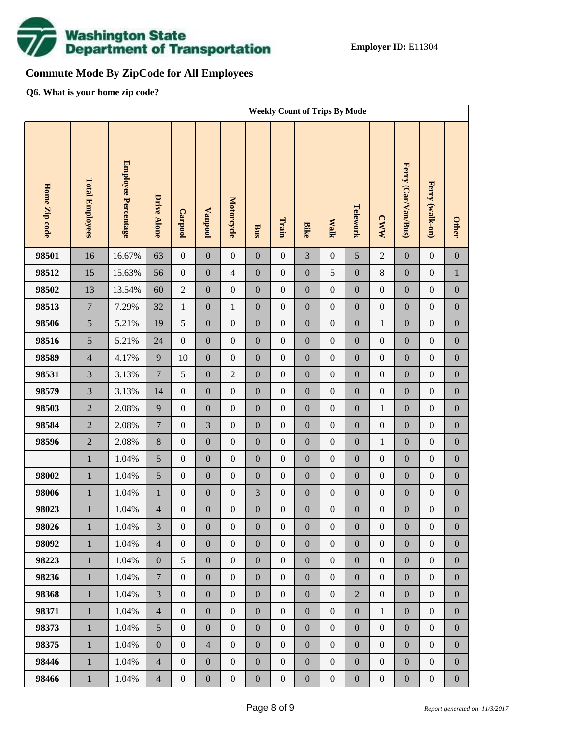**Employer ID:** E11304

## Commute Mode By ZipCode for All Employees

**Q6. What is your home zip code?**

| | | | Weekly Count of Trips By Mode | | | | | | | | | | | | |
|---|---|---|---|---|---|---|---|---|---|---|---|---|---|---|---|
| Home Zip code | Total Employees | Employee Percentage | Drive Alone | Carpool | Vanpool | Motorcycle | Bus | Train | Bike | Walk | Telework | CWW | Ferry (Car/Van/Bus) | Ferry (walk-on) | Other |
| **98501** | 16 | 16.67% | 63 | 0 | 0 | 0 | 0 | 0 | 3 | 0 | 5 | 2 | 0 | 0 | 0 |
| **98512** | 15 | 15.63% | 56 | 0 | 0 | 4 | 0 | 0 | 0 | 5 | 0 | 8 | 0 | 0 | 1 |
| **98502** | 13 | 13.54% | 60 | 2 | 0 | 0 | 0 | 0 | 0 | 0 | 0 | 0 | 0 | 0 | 0 |
| **98513** | 7 | 7.29% | 32 | 1 | 0 | 1 | 0 | 0 | 0 | 0 | 0 | 0 | 0 | 0 | 0 |
| **98506** | 5 | 5.21% | 19 | 5 | 0 | 0 | 0 | 0 | 0 | 0 | 0 | 1 | 0 | 0 | 0 |
| **98516** | 5 | 5.21% | 24 | 0 | 0 | 0 | 0 | 0 | 0 | 0 | 0 | 0 | 0 | 0 | 0 |
| **98589** | 4 | 4.17% | 9 | 10 | 0 | 0 | 0 | 0 | 0 | 0 | 0 | 0 | 0 | 0 | 0 |
| **98531** | 3 | 3.13% | 7 | 5 | 0 | 2 | 0 | 0 | 0 | 0 | 0 | 0 | 0 | 0 | 0 |
| **98579** | 3 | 3.13% | 14 | 0 | 0 | 0 | 0 | 0 | 0 | 0 | 0 | 0 | 0 | 0 | 0 |
| **98503** | 2 | 2.08% | 9 | 0 | 0 | 0 | 0 | 0 | 0 | 0 | 0 | 1 | 0 | 0 | 0 |
| **98584** | 2 | 2.08% | 7 | 0 | 3 | 0 | 0 | 0 | 0 | 0 | 0 | 0 | 0 | 0 | 0 |
| **98596** | 2 | 2.08% | 8 | 0 | 0 | 0 | 0 | 0 | 0 | 0 | 0 | 1 | 0 | 0 | 0 |
| | 1 | 1.04% | 5 | 0 | 0 | 0 | 0 | 0 | 0 | 0 | 0 | 0 | 0 | 0 | 0 |
| **98002** | 1 | 1.04% | 5 | 0 | 0 | 0 | 0 | 0 | 0 | 0 | 0 | 0 | 0 | 0 | 0 |
| **98006** | 1 | 1.04% | 1 | 0 | 0 | 0 | 3 | 0 | 0 | 0 | 0 | 0 | 0 | 0 | 0 |
| **98023** | 1 | 1.04% | 4 | 0 | 0 | 0 | 0 | 0 | 0 | 0 | 0 | 0 | 0 | 0 | 0 |
| **98026** | 1 | 1.04% | 3 | 0 | 0 | 0 | 0 | 0 | 0 | 0 | 0 | 0 | 0 | 0 | 0 |
| **98092** | 1 | 1.04% | 4 | 0 | 0 | 0 | 0 | 0 | 0 | 0 | 0 | 0 | 0 | 0 | 0 |
| **98223** | 1 | 1.04% | 0 | 5 | 0 | 0 | 0 | 0 | 0 | 0 | 0 | 0 | 0 | 0 | 0 |
| **98236** | 1 | 1.04% | 7 | 0 | 0 | 0 | 0 | 0 | 0 | 0 | 0 | 0 | 0 | 0 | 0 |
| **98368** | 1 | 1.04% | 3 | 0 | 0 | 0 | 0 | 0 | 0 | 0 | 2 | 0 | 0 | 0 | 0 |
| **98371** | 1 | 1.04% | 4 | 0 | 0 | 0 | 0 | 0 | 0 | 0 | 0 | 1 | 0 | 0 | 0 |
| **98373** | 1 | 1.04% | 5 | 0 | 0 | 0 | 0 | 0 | 0 | 0 | 0 | 0 | 0 | 0 | 0 |
| **98375** | 1 | 1.04% | 0 | 0 | 4 | 0 | 0 | 0 | 0 | 0 | 0 | 0 | 0 | 0 | 0 |
| **98446** | 1 | 1.04% | 4 | 0 | 0 | 0 | 0 | 0 | 0 | 0 | 0 | 0 | 0 | 0 | 0 |
| **98466** | 1 | 1.04% | 4 | 0 | 0 | 0 | 0 | 0 | 0 | 0 | 0 | 0 | 0 | 0 | 0 |

*Report generated on 11/3/2017*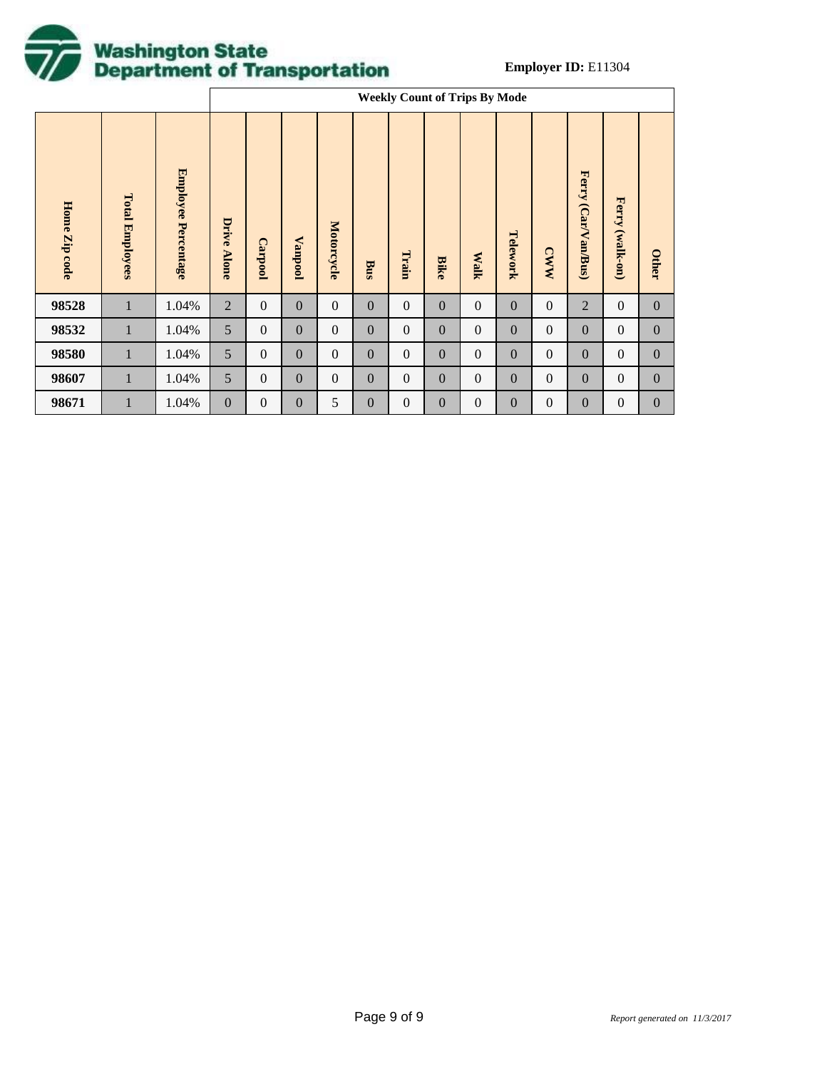# Washington State Department of Transportation

**Employer ID:** E11304

| | | | Weekly Count of Trips By Mode | | | | | | | | | | | | | |
|---|---|---|---|---|---|---|---|---|---|---|---|---|---|---|---|---|
| Home Zip code | Total Employees | Employee Percentage | Drive Alone | Carpool | Vanpool | Motorcycle | Bus | Train | Bike | Walk | Telework | CWW | Ferry (Car/Van/Bus) | Ferry (walk-on) | Other |
| 98528 | 1 | 1.04% | 2 | 0 | 0 | 0 | 0 | 0 | 0 | 0 | 0 | 0 | 2 | 0 | 0 |
| 98532 | 1 | 1.04% | 5 | 0 | 0 | 0 | 0 | 0 | 0 | 0 | 0 | 0 | 0 | 0 | 0 |
| 98580 | 1 | 1.04% | 5 | 0 | 0 | 0 | 0 | 0 | 0 | 0 | 0 | 0 | 0 | 0 | 0 |
| 98607 | 1 | 1.04% | 5 | 0 | 0 | 0 | 0 | 0 | 0 | 0 | 0 | 0 | 0 | 0 | 0 |
| 98671 | 1 | 1.04% | 0 | 0 | 0 | 5 | 0 | 0 | 0 | 0 | 0 | 0 | 0 | 0 | 0 |

*Report generated on 11/3/2017*